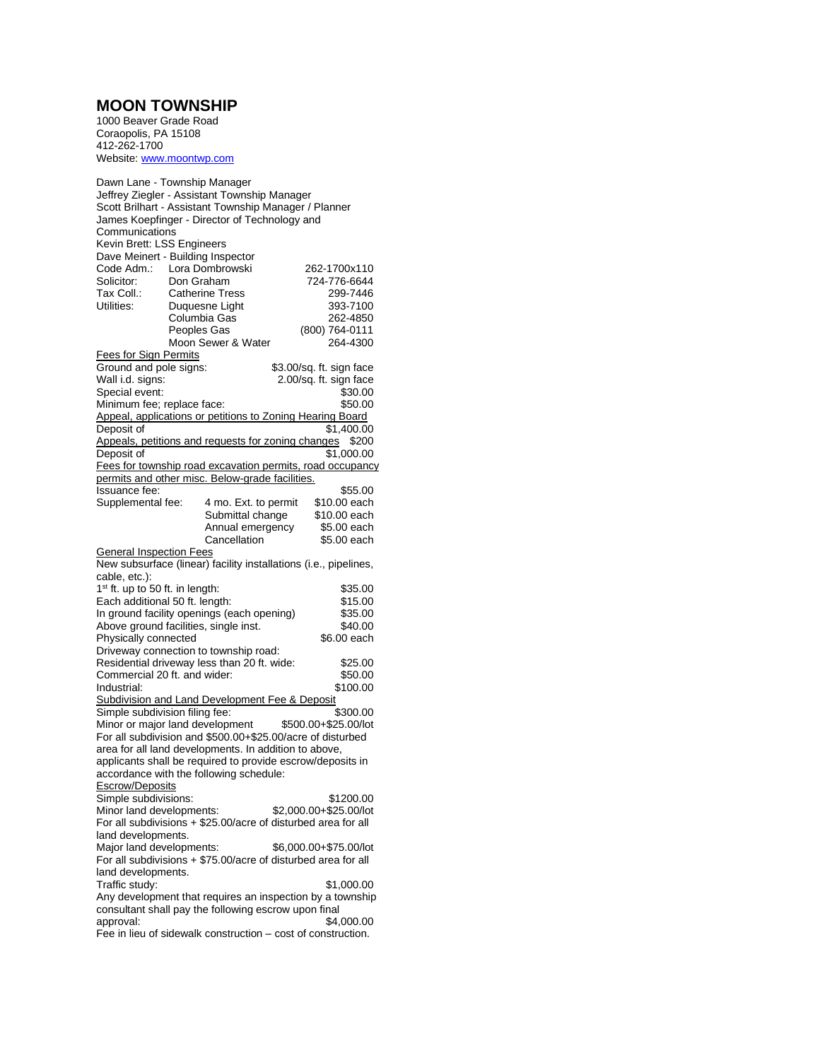# MOON TOWNSHIP

1000 Beaver Grade Road
Coraopolis, PA 15108
412-262-1700
Website: www.moontwp.com

Dawn Lane - Township Manager
Jeffrey Ziegler - Assistant Township Manager
Scott Brilhart - Assistant Township Manager / Planner
James Koepfinger - Director of Technology and Communications
Kevin Brett: LSS Engineers
Dave Meinert - Building Inspector

| | | |
|---|---|---|
| Code Adm.: | Lora Dombrowski | 262-1700x110 |
| Solicitor: | Don Graham | 724-776-6644 |
| Tax Coll.: | Catherine Tress | 299-7446 |
| Utilities: | Duquesne Light | 393-7100 |
| | Columbia Gas | 262-4850 |
| | Peoples Gas | (800) 764-0111 |
| | Moon Sewer & Water | 264-4300 |

<u>Fees for Sign Permits</u>

| | |
|---|---|
| Ground and pole signs: | $3.00/sq. ft. sign face |
| Wall i.d. signs: | 2.00/sq. ft. sign face |
| Special event: | $30.00 |
| Minimum fee; replace face: | $50.00 |

<u>Appeal, applications or petitions to Zoning Hearing Board</u>

Deposit of $1,400.00

<u>Appeals, petitions and requests for zoning changes</u> $200

Deposit of $1,000.00

<u>Fees for township road excavation permits, road occupancy permits and other misc. Below-grade facilities.</u>

| | | |
|---|---|---|
| Issuance fee: | | $55.00 |
| Supplemental fee: | 4 mo. Ext. to permit | $10.00 each |
| | Submittal change | $10.00 each |
| | Annual emergency | $5.00 each |
| | Cancellation | $5.00 each |

<u>General Inspection Fees</u>

New subsurface (linear) facility installations (i.e., pipelines, cable, etc.):

| | |
|---|---|
| 1st ft. up to 50 ft. in length: | $35.00 |
| Each additional 50 ft. length: | $15.00 |
| In ground facility openings (each opening) | $35.00 |
| Above ground facilities, single inst. | $40.00 |
| Physically connected | $6.00 each |

Driveway connection to township road:

| | |
|---|---|
| Residential driveway less than 20 ft. wide: | $25.00 |
| Commercial 20 ft. and wider: | $50.00 |
| Industrial: | $100.00 |

<u>Subdivision and Land Development Fee & Deposit</u>

Simple subdivision filing fee: $300.00

Minor or major land development $500.00+$25.00/lot For all subdivision and $500.00+$25.00/acre of disturbed area for all land developments. In addition to above, applicants shall be required to provide escrow/deposits in accordance with the following schedule:

<u>Escrow/Deposits</u>

Simple subdivisions: $1200.00

Minor land developments: $2,000.00+$25.00/lot For all subdivisions + $25.00/acre of disturbed area for all land developments.

Major land developments: $6,000.00+$75.00/lot For all subdivisions + $75.00/acre of disturbed area for all land developments.

Traffic study: $1,000.00

Any development that requires an inspection by a township consultant shall pay the following escrow upon final approval: $4,000.00

Fee in lieu of sidewalk construction – cost of construction.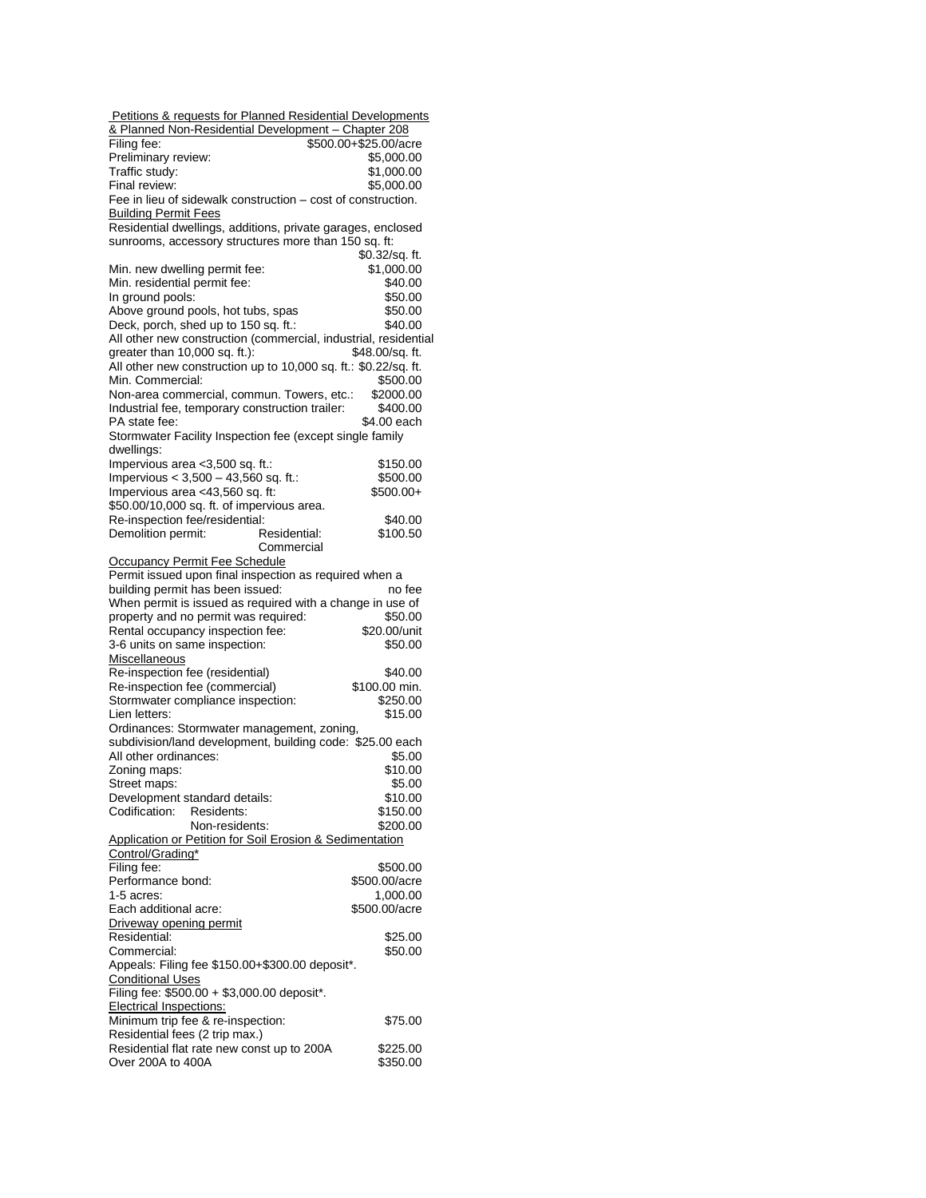Petitions & requests for Planned Residential Developments & Planned Non-Residential Development – Chapter 208

| | |
|---|---|
| Filing fee: | $500.00+$25.00/acre |
| Preliminary review: | $5,000.00 |
| Traffic study: | $1,000.00 |
| Final review: | $5,000.00 |

Fee in lieu of sidewalk construction – cost of construction.

Building Permit Fees

Residential dwellings, additions, private garages, enclosed sunrooms, accessory structures more than 150 sq. ft: $0.32/sq. ft.

| | |
|---|---|
| Min. new dwelling permit fee: | $1,000.00 |
| Min. residential permit fee: | $40.00 |
| In ground pools: | $50.00 |
| Above ground pools, hot tubs, spas | $50.00 |
| Deck, porch, shed up to 150 sq. ft.: | $40.00 |
| All other new construction (commercial, industrial, residential greater than 10,000 sq. ft.): | $48.00/sq. ft. |
| All other new construction up to 10,000 sq. ft.: | $0.22/sq. ft. |
| Min. Commercial: | $500.00 |
| Non-area commercial, commun. Towers, etc.: | $2000.00 |
| Industrial fee, temporary construction trailer: | $400.00 |
| PA state fee: | $4.00 each |

Stormwater Facility Inspection fee (except single family dwellings:

| | |
|---|---|
| Impervious area <3,500 sq. ft.: | $150.00 |
| Impervious < 3,500 – 43,560 sq. ft.: | $500.00 |
| Impervious area <43,560 sq. ft: | $500.00+ |

$50.00/10,000 sq. ft. of impervious area.

| | | |
|---|---|---|
| Re-inspection fee/residential: | | $40.00 |
| Demolition permit: | Residential: | $100.50 |
| | Commercial | |

Occupancy Permit Fee Schedule

| | |
|---|---|
| Permit issued upon final inspection as required when a building permit has been issued: | no fee |
| When permit is issued as required with a change in use of property and no permit was required: | $50.00 |
| Rental occupancy inspection fee: | $20.00/unit |
| 3-6 units on same inspection: | $50.00 |

Miscellaneous

| | |
|---|---|
| Re-inspection fee (residential) | $40.00 |
| Re-inspection fee (commercial) | $100.00 min. |
| Stormwater compliance inspection: | $250.00 |
| Lien letters: | $15.00 |
| Ordinances: Stormwater management, zoning, subdivision/land development, building code: | $25.00 each |
| All other ordinances: | $5.00 |
| Zoning maps: | $10.00 |
| Street maps: | $5.00 |
| Development standard details: | $10.00 |
| Codification: Residents: | $150.00 |
| Non-residents: | $200.00 |

Application or Petition for Soil Erosion & Sedimentation Control/Grading*

| | |
|---|---|
| Filing fee: | $500.00 |
| Performance bond: | $500.00/acre |
| 1-5 acres: | 1,000.00 |
| Each additional acre: | $500.00/acre |

Driveway opening permit

| | |
|---|---|
| Residential: | $25.00 |
| Commercial: | $50.00 |

Appeals: Filing fee $150.00+$300.00 deposit*.

Conditional Uses

Filing fee: $500.00 + $3,000.00 deposit*.

Electrical Inspections:

| | |
|---|---|
| Minimum trip fee & re-inspection: | $75.00 |
| Residential fees (2 trip max.) | |
| Residential flat rate new const up to 200A | $225.00 |
| Over 200A to 400A | $350.00 |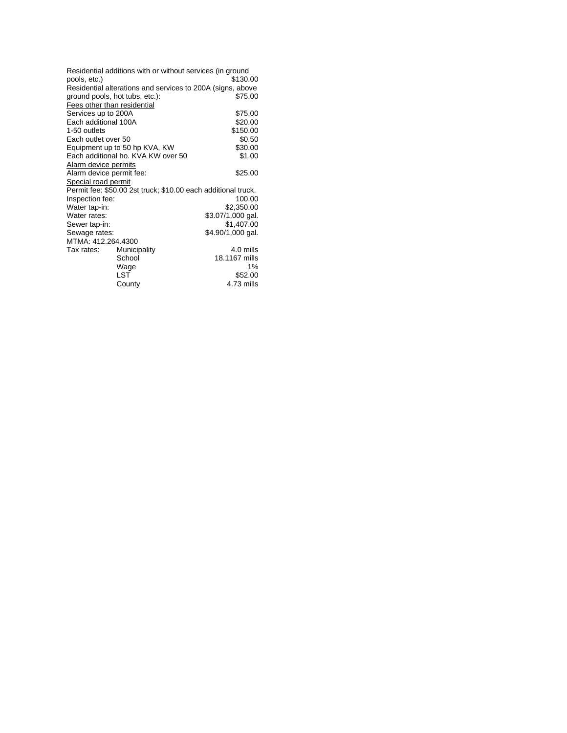| | |
|---|---|
| Residential additions with or without services (in ground pools, etc.) | $130.00 |
| Residential alterations and services to 200A (signs, above ground pools, hot tubs, etc.): | $75.00 |

<u>Fees other than residential</u>

| | |
|---|---|
| Services up to 200A | $75.00 |
| Each additional 100A | $20.00 |
| 1-50 outlets | $150.00 |
| Each outlet over 50 | $0.50 |
| Equipment up to 50 hp KVA, KW | $30.00 |
| Each additional ho. KVA KW over 50 | $1.00 |

<u>Alarm device permits</u>

| | |
|---|---|
| Alarm device permit fee: | $25.00 |

<u>Special road permit</u>

Permit fee: $50.00 2st truck; $10.00 each additional truck.

| | | |
|---|---|---|
| Inspection fee: | | 100.00 |
| Water tap-in: | | $2,350.00 |
| Water rates: | | $3.07/1,000 gal. |
| Sewer tap-in: | | $1,407.00 |
| Sewage rates: | | $4.90/1,000 gal. |
| MTMA: 412.264.4300 | | |
| Tax rates: | Municipality | 4.0 mills |
| | School | 18.1167 mills |
| | Wage | 1% |
| | LST | $52.00 |
| | County | 4.73 mills |